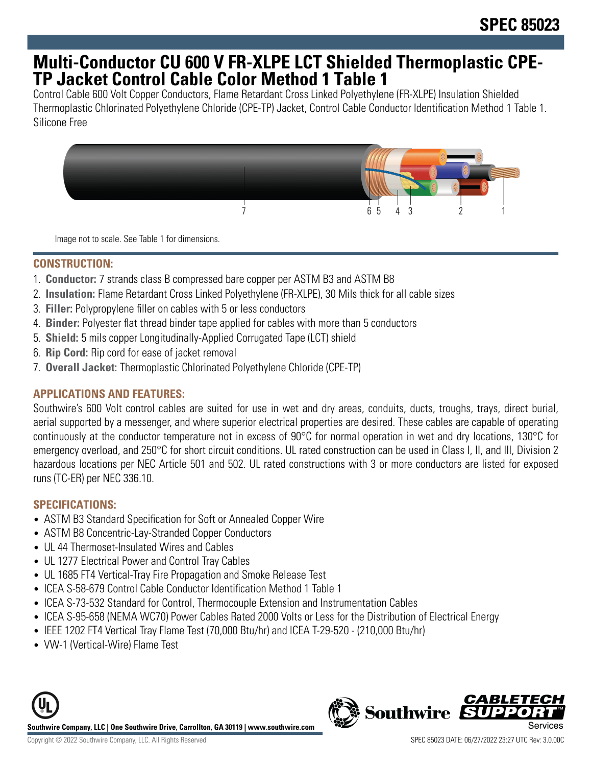# Multi-Conductor CU 600 V FR-XLPE LCT Shielded Thermoplastic CPE-TP Jacket Control Cable Color Method 1 Table 1

Control Cable 600 Volt Copper Conductors, Flame Retardant Cross Linked Polyethylene (FR-XLPE) Insulation Shielded Thermoplastic Chlorinated Polyethylene Chloride (CPE-TP) Jacket, Control Cable Conductor Identification Method 1 Table 1. Silicone Free

Image not to scale. See Table 1 for dimensions.

## CONSTRUCTION:

1. **Conductor:** 7 strands class B compressed bare copper per ASTM B3 and ASTM B8
2. **Insulation:** Flame Retardant Cross Linked Polyethylene (FR-XLPE), 30 Mils thick for all cable sizes
3. **Filler:** Polypropylene filler on cables with 5 or less conductors
4. **Binder:** Polyester flat thread binder tape applied for cables with more than 5 conductors
5. **Shield:** 5 mils copper Longitudinally-Applied Corrugated Tape (LCT) shield
6. **Rip Cord:** Rip cord for ease of jacket removal
7. **Overall Jacket:** Thermoplastic Chlorinated Polyethylene Chloride (CPE-TP)

## APPLICATIONS AND FEATURES:

Southwire's 600 Volt control cables are suited for use in wet and dry areas, conduits, ducts, troughs, trays, direct burial, aerial supported by a messenger, and where superior electrical properties are desired. These cables are capable of operating continuously at the conductor temperature not in excess of 90°C for normal operation in wet and dry locations, 130°C for emergency overload, and 250°C for short circuit conditions. UL rated construction can be used in Class I, II, and III, Division 2 hazardous locations per NEC Article 501 and 502. UL rated constructions with 3 or more conductors are listed for exposed runs (TC-ER) per NEC 336.10.

## SPECIFICATIONS:

- ASTM B3 Standard Specification for Soft or Annealed Copper Wire
- ASTM B8 Concentric-Lay-Stranded Copper Conductors
- UL 44 Thermoset-Insulated Wires and Cables
- UL 1277 Electrical Power and Control Tray Cables
- UL 1685 FT4 Vertical-Tray Fire Propagation and Smoke Release Test
- ICEA S-58-679 Control Cable Conductor Identification Method 1 Table 1
- ICEA S-73-532 Standard for Control, Thermocouple Extension and Instrumentation Cables
- ICEA S-95-658 (NEMA WC70) Power Cables Rated 2000 Volts or Less for the Distribution of Electrical Energy
- IEEE 1202 FT4 Vertical Tray Flame Test (70,000 Btu/hr) and ICEA T-29-520 - (210,000 Btu/hr)
- VW-1 (Vertical-Wire) Flame Test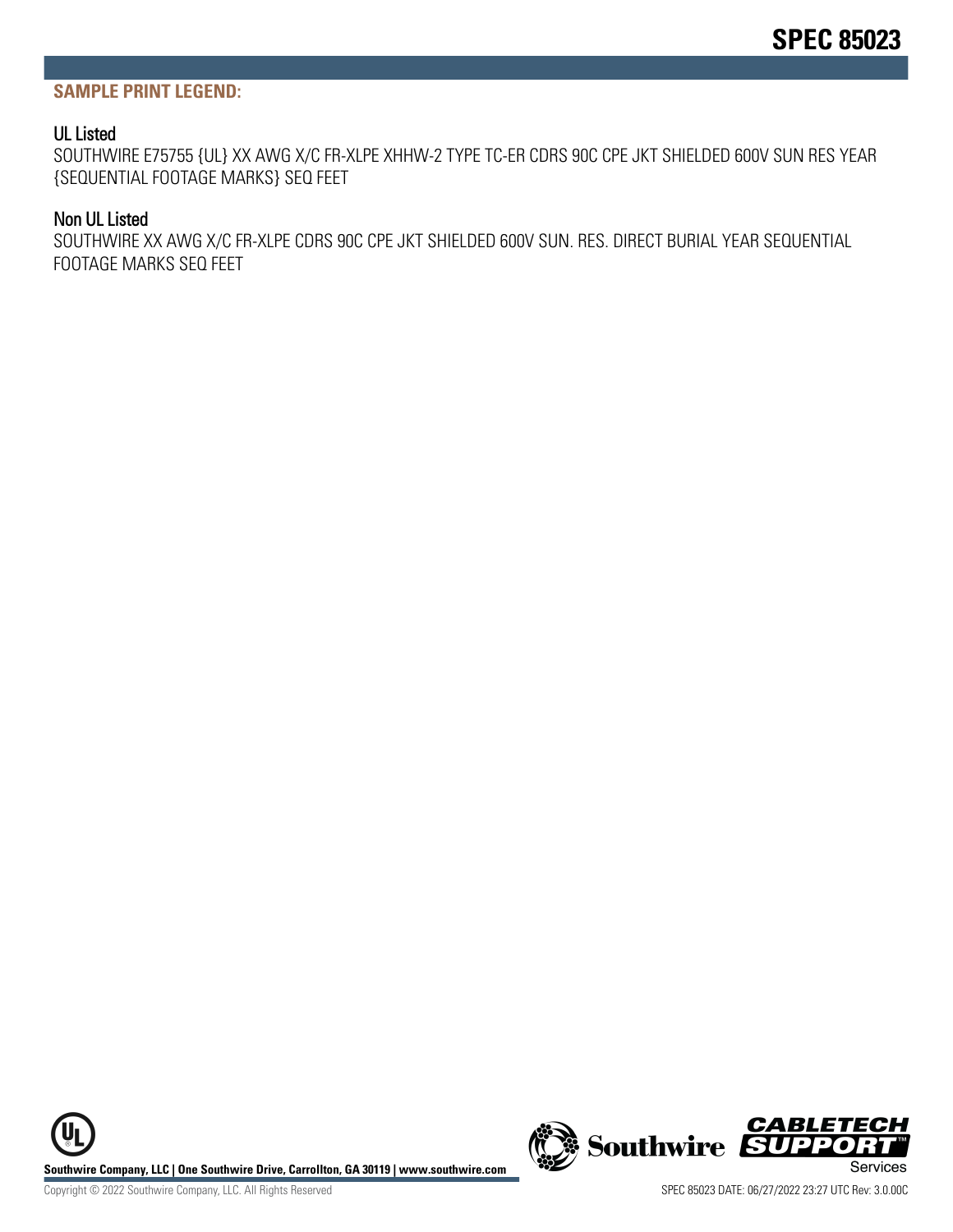## SAMPLE PRINT LEGEND:

### UL Listed

SOUTHWIRE E75755 {UL} XX AWG X/C FR-XLPE XHHW-2 TYPE TC-ER CDRS 90C CPE JKT SHIELDED 600V SUN RES YEAR {SEQUENTIAL FOOTAGE MARKS} SEQ FEET

### Non UL Listed

SOUTHWIRE XX AWG X/C FR-XLPE CDRS 90C CPE JKT SHIELDED 600V SUN. RES. DIRECT BURIAL YEAR SEQUENTIAL FOOTAGE MARKS SEQ FEET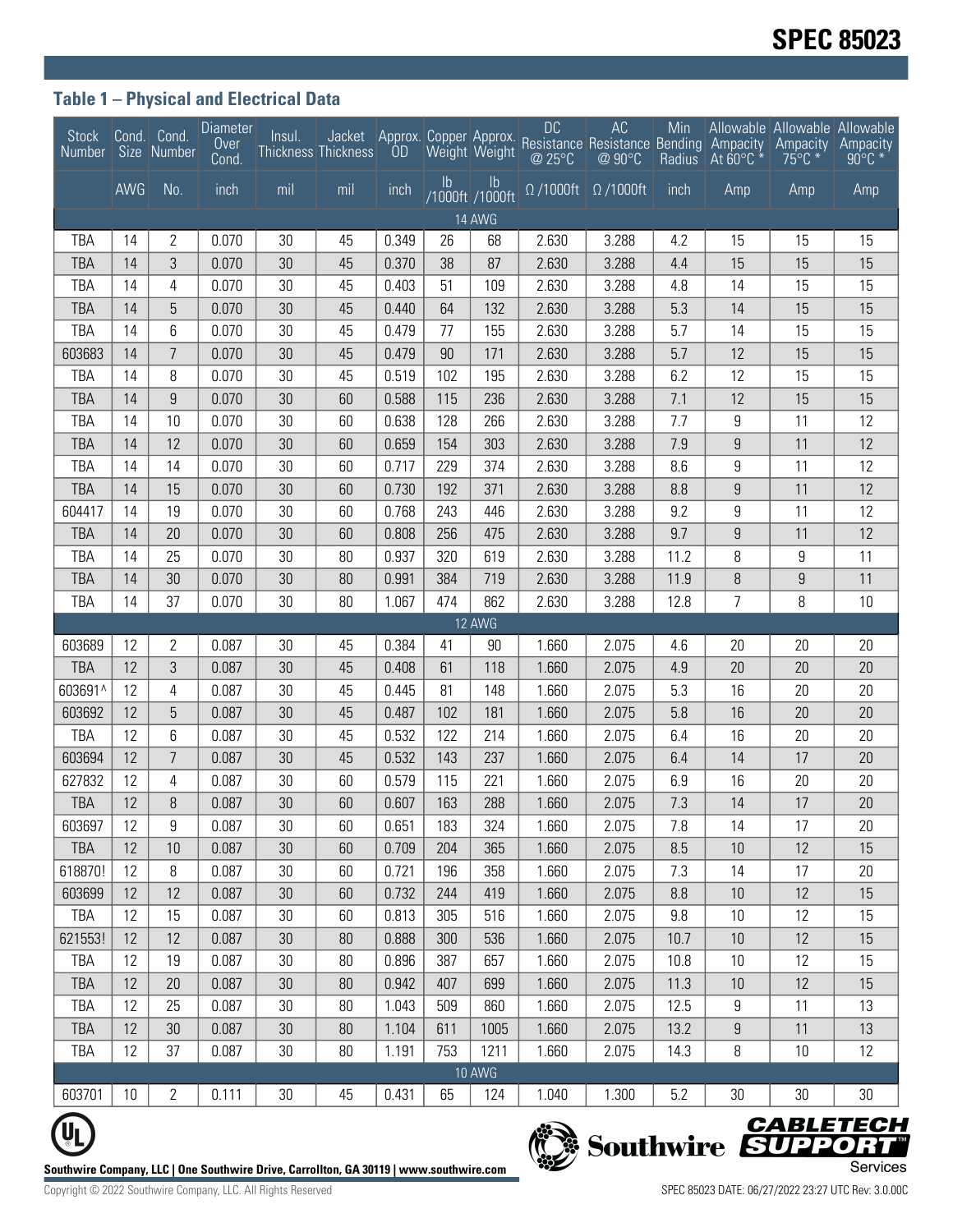## Table 1 – Physical and Electrical Data

| Stock Number | Cond. Size | Cond. Number | Diameter Over Cond. | Insul. Thickness | Jacket Thickness | Approx. OD | Copper Weight | Approx. Weight | DC Resistance @ 25°C | AC Resistance @ 90°C | Min Bending Radius | Allowable Ampacity At 60°C * | Allowable Ampacity 75°C * | Allowable Ampacity 90°C * |
|---|---|---|---|---|---|---|---|---|---|---|---|---|---|---|
| | AWG | No. | inch | mil | mil | inch | lb /1000ft | lb /1000ft | Ω /1000ft | Ω /1000ft | inch | Amp | Amp | Amp |
| 14 AWG | | | | | | | | | | | | | | |
| TBA | 14 | 2 | 0.070 | 30 | 45 | 0.349 | 26 | 68 | 2.630 | 3.288 | 4.2 | 15 | 15 | 15 |
| TBA | 14 | 3 | 0.070 | 30 | 45 | 0.370 | 38 | 87 | 2.630 | 3.288 | 4.4 | 15 | 15 | 15 |
| TBA | 14 | 4 | 0.070 | 30 | 45 | 0.403 | 51 | 109 | 2.630 | 3.288 | 4.8 | 14 | 15 | 15 |
| TBA | 14 | 5 | 0.070 | 30 | 45 | 0.440 | 64 | 132 | 2.630 | 3.288 | 5.3 | 14 | 15 | 15 |
| TBA | 14 | 6 | 0.070 | 30 | 45 | 0.479 | 77 | 155 | 2.630 | 3.288 | 5.7 | 14 | 15 | 15 |
| 603683 | 14 | 7 | 0.070 | 30 | 45 | 0.479 | 90 | 171 | 2.630 | 3.288 | 5.7 | 12 | 15 | 15 |
| TBA | 14 | 8 | 0.070 | 30 | 45 | 0.519 | 102 | 195 | 2.630 | 3.288 | 6.2 | 12 | 15 | 15 |
| TBA | 14 | 9 | 0.070 | 30 | 60 | 0.588 | 115 | 236 | 2.630 | 3.288 | 7.1 | 12 | 15 | 15 |
| TBA | 14 | 10 | 0.070 | 30 | 60 | 0.638 | 128 | 266 | 2.630 | 3.288 | 7.7 | 9 | 11 | 12 |
| TBA | 14 | 12 | 0.070 | 30 | 60 | 0.659 | 154 | 303 | 2.630 | 3.288 | 7.9 | 9 | 11 | 12 |
| TBA | 14 | 14 | 0.070 | 30 | 60 | 0.717 | 229 | 374 | 2.630 | 3.288 | 8.6 | 9 | 11 | 12 |
| TBA | 14 | 15 | 0.070 | 30 | 60 | 0.730 | 192 | 371 | 2.630 | 3.288 | 8.8 | 9 | 11 | 12 |
| 604417 | 14 | 19 | 0.070 | 30 | 60 | 0.768 | 243 | 446 | 2.630 | 3.288 | 9.2 | 9 | 11 | 12 |
| TBA | 14 | 20 | 0.070 | 30 | 60 | 0.808 | 256 | 475 | 2.630 | 3.288 | 9.7 | 9 | 11 | 12 |
| TBA | 14 | 25 | 0.070 | 30 | 80 | 0.937 | 320 | 619 | 2.630 | 3.288 | 11.2 | 8 | 9 | 11 |
| TBA | 14 | 30 | 0.070 | 30 | 80 | 0.991 | 384 | 719 | 2.630 | 3.288 | 11.9 | 8 | 9 | 11 |
| TBA | 14 | 37 | 0.070 | 30 | 80 | 1.067 | 474 | 862 | 2.630 | 3.288 | 12.8 | 7 | 8 | 10 |
| 12 AWG | | | | | | | | | | | | | | |
| 603689 | 12 | 2 | 0.087 | 30 | 45 | 0.384 | 41 | 90 | 1.660 | 2.075 | 4.6 | 20 | 20 | 20 |
| TBA | 12 | 3 | 0.087 | 30 | 45 | 0.408 | 61 | 118 | 1.660 | 2.075 | 4.9 | 20 | 20 | 20 |
| 603691^ | 12 | 4 | 0.087 | 30 | 45 | 0.445 | 81 | 148 | 1.660 | 2.075 | 5.3 | 16 | 20 | 20 |
| 603692 | 12 | 5 | 0.087 | 30 | 45 | 0.487 | 102 | 181 | 1.660 | 2.075 | 5.8 | 16 | 20 | 20 |
| TBA | 12 | 6 | 0.087 | 30 | 45 | 0.532 | 122 | 214 | 1.660 | 2.075 | 6.4 | 16 | 20 | 20 |
| 603694 | 12 | 7 | 0.087 | 30 | 45 | 0.532 | 143 | 237 | 1.660 | 2.075 | 6.4 | 14 | 17 | 20 |
| 627832 | 12 | 4 | 0.087 | 30 | 60 | 0.579 | 115 | 221 | 1.660 | 2.075 | 6.9 | 16 | 20 | 20 |
| TBA | 12 | 8 | 0.087 | 30 | 60 | 0.607 | 163 | 288 | 1.660 | 2.075 | 7.3 | 14 | 17 | 20 |
| 603697 | 12 | 9 | 0.087 | 30 | 60 | 0.651 | 183 | 324 | 1.660 | 2.075 | 7.8 | 14 | 17 | 20 |
| TBA | 12 | 10 | 0.087 | 30 | 60 | 0.709 | 204 | 365 | 1.660 | 2.075 | 8.5 | 10 | 12 | 15 |
| 618870! | 12 | 8 | 0.087 | 30 | 60 | 0.721 | 196 | 358 | 1.660 | 2.075 | 7.3 | 14 | 17 | 20 |
| 603699 | 12 | 12 | 0.087 | 30 | 60 | 0.732 | 244 | 419 | 1.660 | 2.075 | 8.8 | 10 | 12 | 15 |
| TBA | 12 | 15 | 0.087 | 30 | 60 | 0.813 | 305 | 516 | 1.660 | 2.075 | 9.8 | 10 | 12 | 15 |
| 621553! | 12 | 12 | 0.087 | 30 | 80 | 0.888 | 300 | 536 | 1.660 | 2.075 | 10.7 | 10 | 12 | 15 |
| TBA | 12 | 19 | 0.087 | 30 | 80 | 0.896 | 387 | 657 | 1.660 | 2.075 | 10.8 | 10 | 12 | 15 |
| TBA | 12 | 20 | 0.087 | 30 | 80 | 0.942 | 407 | 699 | 1.660 | 2.075 | 11.3 | 10 | 12 | 15 |
| TBA | 12 | 25 | 0.087 | 30 | 80 | 1.043 | 509 | 860 | 1.660 | 2.075 | 12.5 | 9 | 11 | 13 |
| TBA | 12 | 30 | 0.087 | 30 | 80 | 1.104 | 611 | 1005 | 1.660 | 2.075 | 13.2 | 9 | 11 | 13 |
| TBA | 12 | 37 | 0.087 | 30 | 80 | 1.191 | 753 | 1211 | 1.660 | 2.075 | 14.3 | 8 | 10 | 12 |
| 10 AWG | | | | | | | | | | | | | | |
| 603701 | 10 | 2 | 0.111 | 30 | 45 | 0.431 | 65 | 124 | 1.040 | 1.300 | 5.2 | 30 | 30 | 30 |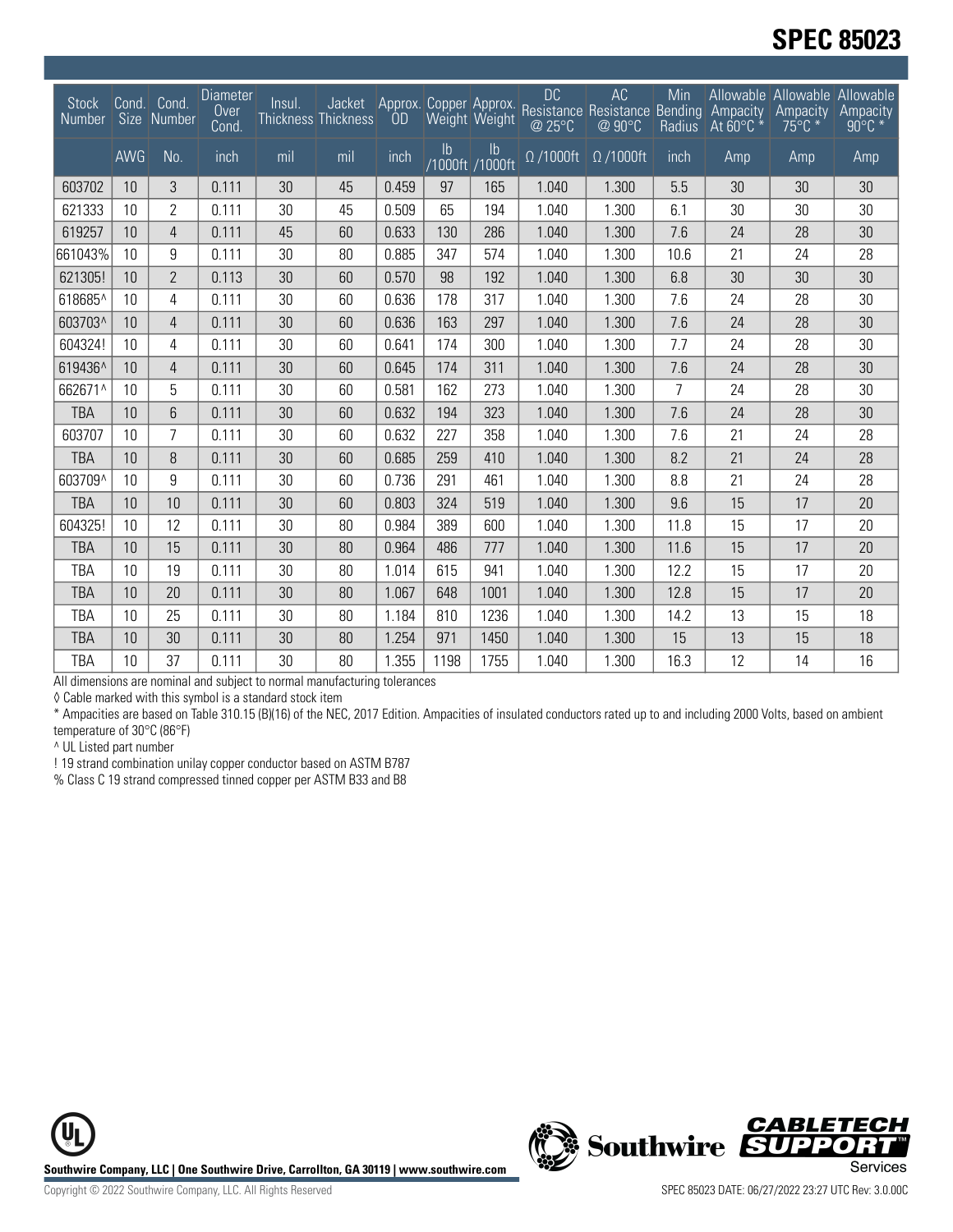| Stock Number | Cond. Size | Cond. Number | Diameter Over Cond. | Insul. Thickness | Jacket Thickness | Approx. OD | Copper Weight | Approx. Weight | DC Resistance @ 25°C | AC Resistance @ 90°C | Min Bending Radius | Allowable Ampacity At 60°C * | Allowable Ampacity 75°C * | Allowable Ampacity 90°C * |
|---|---|---|---|---|---|---|---|---|---|---|---|---|---|---|
| | AWG | No. | inch | mil | mil | inch | lb /1000ft | lb /1000ft | Ω /1000ft | Ω /1000ft | inch | Amp | Amp | Amp |
| 603702 | 10 | 3 | 0.111 | 30 | 45 | 0.459 | 97 | 165 | 1.040 | 1.300 | 5.5 | 30 | 30 | 30 |
| 621333 | 10 | 2 | 0.111 | 30 | 45 | 0.509 | 65 | 194 | 1.040 | 1.300 | 6.1 | 30 | 30 | 30 |
| 619257 | 10 | 4 | 0.111 | 45 | 60 | 0.633 | 130 | 286 | 1.040 | 1.300 | 7.6 | 24 | 28 | 30 |
| 661043% | 10 | 9 | 0.111 | 30 | 80 | 0.885 | 347 | 574 | 1.040 | 1.300 | 10.6 | 21 | 24 | 28 |
| 621305! | 10 | 2 | 0.113 | 30 | 60 | 0.570 | 98 | 192 | 1.040 | 1.300 | 6.8 | 30 | 30 | 30 |
| 618685^ | 10 | 4 | 0.111 | 30 | 60 | 0.636 | 178 | 317 | 1.040 | 1.300 | 7.6 | 24 | 28 | 30 |
| 603703^ | 10 | 4 | 0.111 | 30 | 60 | 0.636 | 163 | 297 | 1.040 | 1.300 | 7.6 | 24 | 28 | 30 |
| 604324! | 10 | 4 | 0.111 | 30 | 60 | 0.641 | 174 | 300 | 1.040 | 1.300 | 7.7 | 24 | 28 | 30 |
| 619436^ | 10 | 4 | 0.111 | 30 | 60 | 0.645 | 174 | 311 | 1.040 | 1.300 | 7.6 | 24 | 28 | 30 |
| 662671^ | 10 | 5 | 0.111 | 30 | 60 | 0.581 | 162 | 273 | 1.040 | 1.300 | 7 | 24 | 28 | 30 |
| TBA | 10 | 6 | 0.111 | 30 | 60 | 0.632 | 194 | 323 | 1.040 | 1.300 | 7.6 | 24 | 28 | 30 |
| 603707 | 10 | 7 | 0.111 | 30 | 60 | 0.632 | 227 | 358 | 1.040 | 1.300 | 7.6 | 21 | 24 | 28 |
| TBA | 10 | 8 | 0.111 | 30 | 60 | 0.685 | 259 | 410 | 1.040 | 1.300 | 8.2 | 21 | 24 | 28 |
| 603709^ | 10 | 9 | 0.111 | 30 | 60 | 0.736 | 291 | 461 | 1.040 | 1.300 | 8.8 | 21 | 24 | 28 |
| TBA | 10 | 10 | 0.111 | 30 | 60 | 0.803 | 324 | 519 | 1.040 | 1.300 | 9.6 | 15 | 17 | 20 |
| 604325! | 10 | 12 | 0.111 | 30 | 80 | 0.984 | 389 | 600 | 1.040 | 1.300 | 11.8 | 15 | 17 | 20 |
| TBA | 10 | 15 | 0.111 | 30 | 80 | 0.964 | 486 | 777 | 1.040 | 1.300 | 11.6 | 15 | 17 | 20 |
| TBA | 10 | 19 | 0.111 | 30 | 80 | 1.014 | 615 | 941 | 1.040 | 1.300 | 12.2 | 15 | 17 | 20 |
| TBA | 10 | 20 | 0.111 | 30 | 80 | 1.067 | 648 | 1001 | 1.040 | 1.300 | 12.8 | 15 | 17 | 20 |
| TBA | 10 | 25 | 0.111 | 30 | 80 | 1.184 | 810 | 1236 | 1.040 | 1.300 | 14.2 | 13 | 15 | 18 |
| TBA | 10 | 30 | 0.111 | 30 | 80 | 1.254 | 971 | 1450 | 1.040 | 1.300 | 15 | 13 | 15 | 18 |
| TBA | 10 | 37 | 0.111 | 30 | 80 | 1.355 | 1198 | 1755 | 1.040 | 1.300 | 16.3 | 12 | 14 | 16 |

All dimensions are nominal and subject to normal manufacturing tolerances

◊ Cable marked with this symbol is a standard stock item

* Ampacities are based on Table 310.15 (B)(16) of the NEC, 2017 Edition. Ampacities of insulated conductors rated up to and including 2000 Volts, based on ambient temperature of 30°C (86°F)

^ UL Listed part number

! 19 strand combination unilay copper conductor based on ASTM B787

% Class C 19 strand compressed tinned copper per ASTM B33 and B8

**Southwire Company, LLC | One Southwire Drive, Carrollton, GA 30119 | www.southwire.com**

Copyright © 2022 Southwire Company, LLC. All Rights Reserved

SPEC 85023 DATE: 06/27/2022 23:27 UTC Rev: 3.0.00C